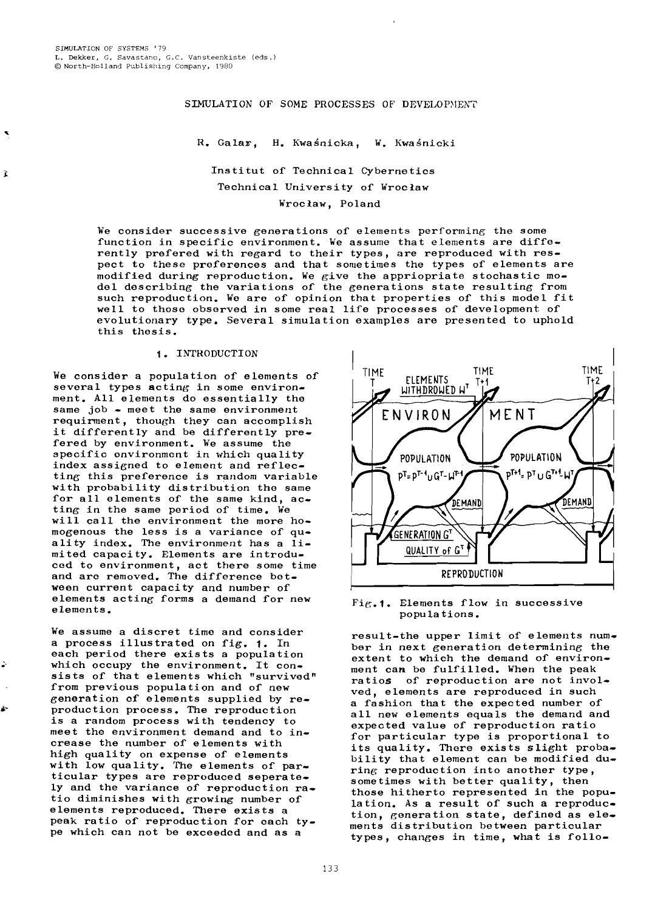SIMULATION OF SYSTEMS '79
L. Dekker, G. Savastano, G.C. Vansteenkiste (eds.)
© North-Holland Publishing Company, 1980

# SIMULATION OF SOME PROCESSES OF DEVELOPMENT

R. Galar, H. Kwaśnicka, W. Kwaśnicki

Institut of Technical Cybernetics
Technical University of Wrocław
Wrocław, Poland

We consider successive generations of elements performing the some function in specific environment. We assume that elements are differently prefered with regard to their types, are reproduced with respect to these preferences and that sometimes the types of elements are modified during reproduction. We give the appriopriate stochastic model describing the variations of the generations state resulting from such reproduction. We are of opinion that properties of this model fit well to those observed in some real life processes of development of evolutionary type. Several simulation examples are presented to uphold this thesis.

## 1. INTRODUCTION

We consider a population of elements of several types acting in some environment. All elements do essentially the same job - meet the same environment requirment, though they can accomplish it differently and be differently prefered by environment. We assume the specific environment in which quality index assigned to element and reflecting this preference is random variable with probability distribution the same for all elements of the same kind, acting in the same period of time. We will call the environment the more homogenous the less is a variance of quality index. The environment has a limited capacity. Elements are introduced to environment, act there some time and are removed. The difference between current capacity and number of elements acting forms a demand for new elements.

We assume a discret time and consider a process illustrated on fig. 1. In each period there exists a population which occupy the environment. It consists of that elements which "survived" from previous population and of new generation of elements supplied by reproduction process. The reproduction is a random process with tendency to meet the environment demand and to increase the number of elements with high quality on expense of elements with low quality. The elements of particular types are reproduced seperately and the variance of reproduction ratio diminishes with growing number of elements reproduced. There exists a peak ratio of reproduction for each type which can not be exceeded and as a result-the upper limit of elements number in next generation determining the extent to which the demand of environment can be fulfilled. When the peak ratios of reproduction are not involved, elements are reproduced in such a fashion that the expected number of all new elements equals the demand and expected value of reproduction ratio for particular type is proportional to its quality. There exists slight probability that element can be modified during reproduction into another type, sometimes with better quality, then those hitherto represented in the population. As a result of such a reproduction, generation state, defined as elements distribution between particular types, changes in time, what is follo-

TIME T
ELEMENTS WITHDROWED $W^T$
TIME T+1
TIME T+2
ENVIRONMENT
POPULATION $P^T = P^{T-1} \cup G^{T-1} - W^{T-1}$
POPULATION $P^{T+1} = P^T \cup G^{T-1} - W^T$
DEMAND
DEMAND
GENERATION $G^T$
QUALITY of $G^T$
REPRODUCTION

Fig. 1. Elements flow in successive populations.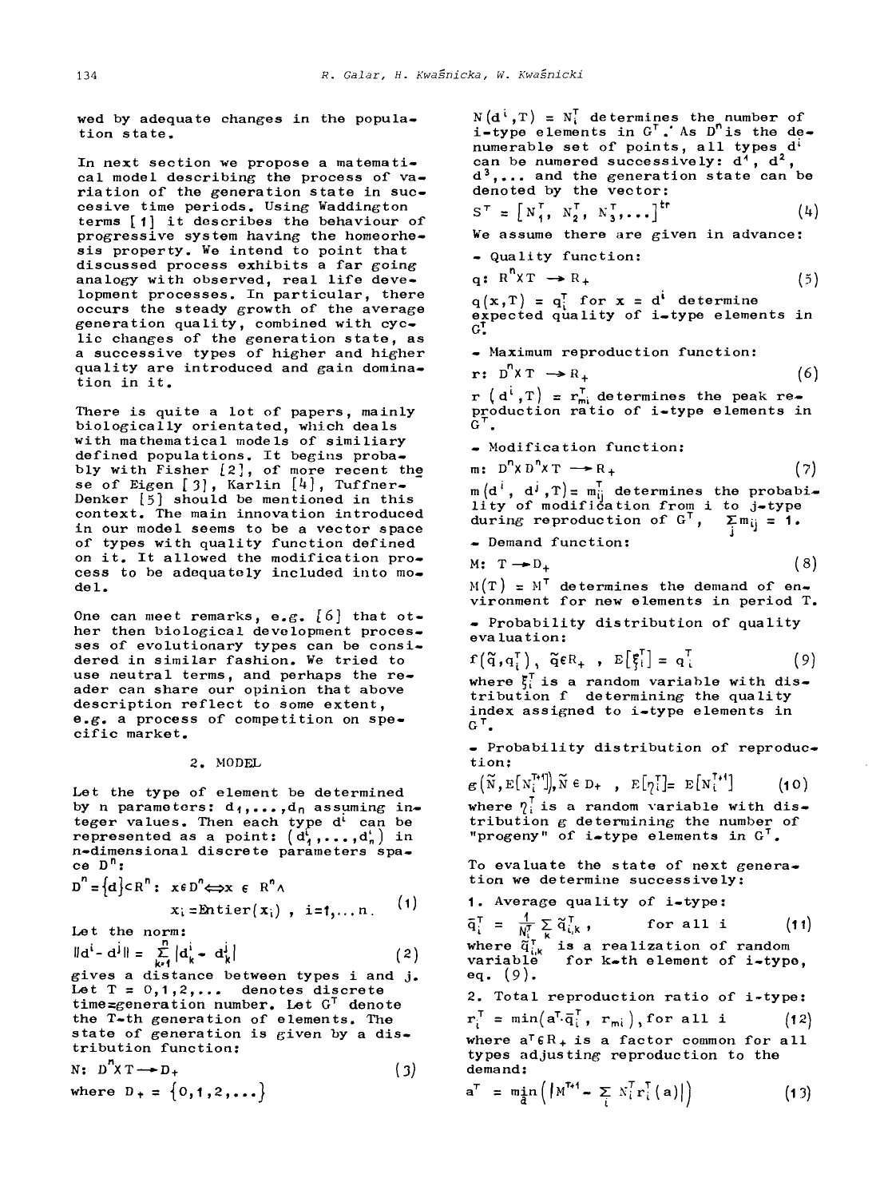wed by adequate changes in the population state.

In next section we propose a matematical model describing the process of variation of the generation state in succesive time periods. Using Waddington terms [1] it describes the behaviour of progressive system having the homeorhesis property. We intend to point that discussed process exhibits a far going analogy with observed, real life development processes. In particular, there occurs the steady growth of the average generation quality, combined with cyclic changes of the generation state, as a successive types of higher and higher quality are introduced and gain domination in it.

There is quite a lot of papers, mainly biologically orientated, which deals with mathematical models of similiary defined populations. It begins probably with Fisher [2], of more recent these of Eigen [3], Karlin [4], Tuffner-Denker [5] should be mentioned in this context. The main innovation introduced in our model seems to be a vector space of types with quality function defined on it. It allowed the modification process to be adequately included into model.

One can meet remarks, e.g. [6] that other then biological development processes of evolutionary types can be considered in similar fashion. We tried to use neutral terms, and perhaps the reader can share our opinion that above description reflect to some extent, e.g. a process of competition on specific market.

## 2. MODEL

Let the type of element be determined by n parameters: $d_1,\ldots,d_n$ assuming integer values. Then each type $d^i$ can be represented as a point: $(d^i_1,\ldots,d^i_n)$ in n-dimensional discrete parameters space $D^n$:

$$D^n=\{d\}\subset R^n:\ x\in D^n \Leftrightarrow x\in R^n \wedge x_i=\mathrm{Entier}(x_i),\ i=1,\ldots n. \tag{1}$$

Let the norm:

$$\|d^i-d^j\|=\sum_{k=1}^{n}|d^i_k-d^j_k| \tag{2}$$

gives a distance between types i and j. Let $T=0,1,2,\ldots$ denotes discrete time=generation number. Let $G^T$ denote the T-th generation of elements. The state of generation is given by a distribution function:

$$N:\ D^n\times T\longrightarrow D_+ \tag{3}$$

where $D_+=\{0,1,2,\ldots\}$

$N(d^i,T)=N^T_i$ determines the number of i-type elements in $G^T$. As $D^n$ is the denumerable set of points, all types $d^i$ can be numbered successively: $d^1$, $d^2$, $d^3,\ldots$ and the generation state can be denoted by the vector:

$$S^T=\left[N^T_1,\ N^T_2,\ N^T_3,\ldots\right]^{tr} \tag{4}$$

We assume there are given in advance:

- Quality function:

$$q:\ R^n\times T\longrightarrow R_+ \tag{5}$$

$q(x,T)=q^T_i$ for $x=d^i$ determine expected quality of i-type elements in $G^T$.

- Maximum reproduction function:

$$r:\ D^n\times T\longrightarrow R_+ \tag{6}$$

$r(d^i,T)=r^T_{mi}$ determines the peak reproduction ratio of i-type elements in $G^T$.

- Modification function:

$$m:\ D^n\times D^n\times T\longrightarrow R_+ \tag{7}$$

$m(d^i,d^j,T)=m^T_{ij}$ determines the probability of modification from i to j-type during reproduction of $G^T$, $\sum_j m_{ij}=1$.

- Demand function:

$$M:\ T\longrightarrow D_+ \tag{8}$$

$M(T)=M^T$ determines the demand of environment for new elements in period T.

- Probability distribution of quality evaluation:

$$f(\tilde{q},q^T_i),\ \tilde{q}\in R_+\ ,\ E[\xi^T_i]=q^T_i \tag{9}$$

where $\xi^T_i$ is a random variable with distribution f determining the quality index assigned to i-type elements in $G^T$.

- Probability distribution of reproduction:

$$g(\tilde{N},E[N^{T+1}_i]),\tilde{N}\in D_+\ ,\ E[\eta^T_i]=E[N^{T+1}_i] \tag{10}$$

where $\eta^T_i$ is a random variable with distribution g determining the number of "progeny" of i-type elements in $G^T$.

To evaluate the state of next generation we determine successively:

1. Average quality of i-type:

$$\bar{q}^T_i=\frac{1}{N^T_i}\sum_k \tilde{q}^T_{i,k}\ ,\qquad \text{for all } i \tag{11}$$

where $\tilde{q}^T_{i,k}$ is a realization of random variable for k-th element of i-type, eq. (9).

2. Total reproduction ratio of i-type:

$$r^T_i=\min(a^T\cdot\bar{q}^T_i\ ,\ r_{mi}),\text{for all } i \tag{12}$$

where $a^T\in R_+$ is a factor common for all types adjusting reproduction to the demand:

$$a^T=\min_{a}\left(\left|M^{T+1}-\sum_i N^T_i r^T_i(a)\right|\right) \tag{13}$$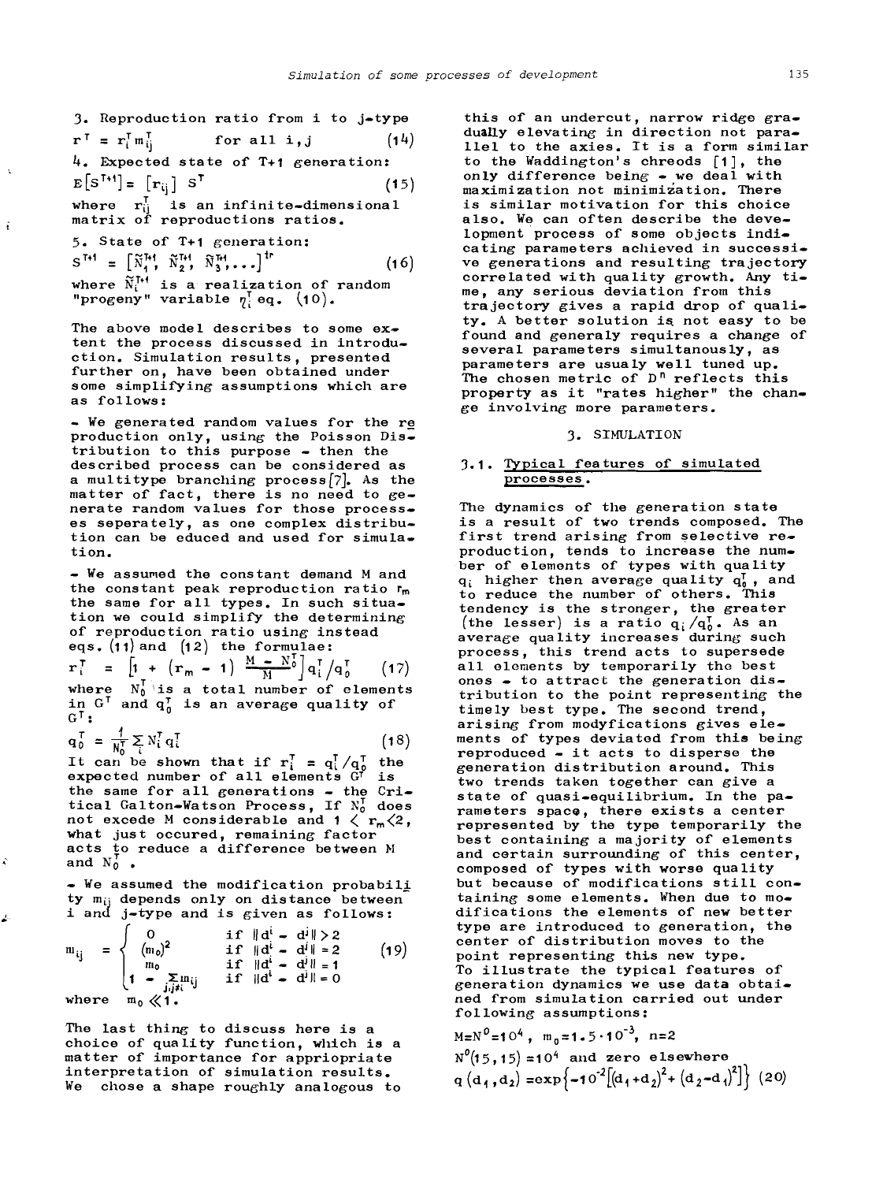3. Reproduction ratio from i to j-type

$$r^T = r_i^T m_{ij}^T \qquad \text{for all } i,j \tag{14}$$

4. Expected state of T+1 generation:

$$E\left[S^{T+1}\right] = \left[r_{ij}\right] S^T \tag{15}$$

where $r_{ij}^T$ is an infinite-dimensional matrix of reproductions ratios.

5. State of T+1 generation:

$$S^{T+1} = \left[\tilde{N}_1^{T+1},\ \tilde{N}_2^{T+1},\ \tilde{N}_3^{T+1}, \ldots\right]^{tr} \tag{16}$$

where $\tilde{N}_i^{T+1}$ is a realization of random "progeny" variable $\eta_i^T$ eq. (10).

The above model describes to some extent the process discussed in introduction. Simulation results, presented further on, have been obtained under some simplifying assumptions which are as follows:

- We generated random values for the reproduction only, using the Poisson Distribution to this purpose - then the described process can be considered as a multitype branching process[7]. As the matter of fact, there is no need to generate random values for those processes seperately, as one complex distribution can be educed and used for simulation.

- We assumed the constant demand M and the constant peak reproduction ratio $r_m$ the same for all types. In such situation we could simplify the determining of reproduction ratio using instead eqs. (11) and (12) the formulae:

$$r_i^T = \left[1 + \left(r_m - 1\right)\frac{M - N_0^T}{M}\right] q_i^T / q_0^T \tag{17}$$

where $N_0^T$ is a total number of elements in $G^T$ and $q_0^T$ is an average quality of $G^T$:

$$q_0^T = \frac{1}{N_0^T}\sum_i N_i^T q_i^T \tag{18}$$

It can be shown that if $r_i^T = q_i^T / q_0^T$ the expected number of all elements $G^T$ is the same for all generations - the Critical Galton-Watson Process, If $N_0^T$ does not excede M considerable and $1 < r_m < 2$, what just occured, remaining factor acts to reduce a difference between M and $N_0^T$.

- We assumed the modification probability $m_{ij}$ depends only on distance between i and j-type and is given as follows:

$$m_{ij} = \begin{cases} 0 & \text{if } \|d^i - d^j\| > 2 \\ (m_0)^2 & \text{if } \|d^i - d^j\| = 2 \\ m_0 & \text{if } \|d^i - d^j\| = 1 \\ 1 - \sum\limits_{j, j \neq i} m_{ij} & \text{if } \|d^i - d^j\| = 0 \end{cases} \tag{19}$$

where $m_0 \ll 1$.

The last thing to discuss here is a choice of quality function, which is a matter of importance for appriopriate interpretation of simulation results. We chose a shape roughly analogous to this of an undercut, narrow ridge gradually elevating in direction not parallel to the axies. It is a form similar to the Waddington's chreods [1], the only difference being - we deal with maximization not minimization. There is similar motivation for this choice also. We can often describe the development process of some objects indicating parameters achieved in successive generations and resulting trajectory correlated with quality growth. Any time, any serious deviation from this trajectory gives a rapid drop of quality. A better solution is not easy to be found and generaly requires a change of several parameters simultanously, as parameters are usualy well tuned up. The chosen metric of $D^n$ reflects this property as it "rates higher" the change involving more parameters.

## 3. SIMULATION

### 3.1. Typical features of simulated processes.

The dynamics of the generation state is a result of two trends composed. The first trend arising from selective reproduction, tends to increase the number of elements of types with quality $q_i$ higher then average quality $q_0^T$, and to reduce the number of others. This tendency is the stronger, the greater (the lesser) is a ratio $q_i / q_0^T$. As an average quality increases during such process, this trend acts to supersede all elements by temporarily the best ones - to attract the generation distribution to the point representing the timely best type. The second trend, arising from modyfications gives elements of types deviated from this being reproduced - it acts to disperse the generation distribution around. This two trends taken together can give a state of quasi-equilibrium. In the parameters space, there exists a center represented by the type temporarily the best containing a majority of elements and certain surrounding of this center, composed of types with worse quality but because of modifications still containing some elements. When due to modifications the elements of new better type are introduced to generation, the center of distribution moves to the point representing this new type.

To illustrate the typical features of generation dynamics we use data obtained from simulation carried out under following assumptions:

$M = N^0 = 10^4$, $m_0 = 1.5 \cdot 10^{-3}$, $n = 2$

$N^0(15, 15) = 10^4$ and zero elsewhere

$$q\left(d_1, d_2\right) = \exp\left\{-10^{-2}\left[\left(d_1 + d_2\right)^2 + \left(d_2 - d_1\right)^2\right]\right\} \tag{20}$$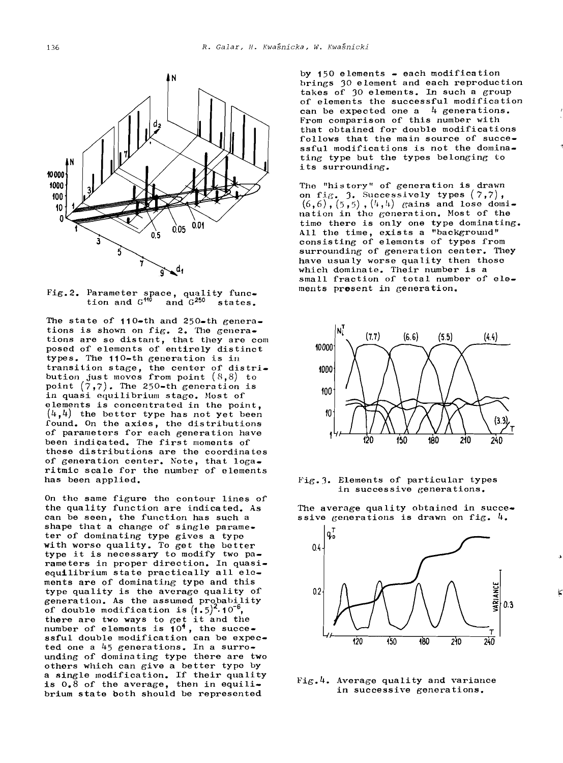N

10000

1000

100

10

0

1

3

5

7

9

$d_1$

$d_2$

0.5

0.05

0.01

Fig.2. Parameter space, quality function and $G^{110}$ and $G^{250}$ states.

The state of 110-th and 250-th generations is shown on fig. 2. The generations are so distant, that they are composed of elements of entirely distinct types. The 110-th generation is in transition stage, the center of distribution just moves from point (8,8) to point (7,7). The 250-th generation is in quasi equilibrium stage. Most of elements is concentrated in the point, (4,4) the better type has not yet been found. On the axies, the distributions of parameters for each generation have been indicated. The first moments of these distributions are the coordinates of generation center. Note, that logaritmic scale for the number of elements has been applied.

On the same figure the contour lines of the quality function are indicated. As can be seen, the function has such a shape that a change of single parameter of dominating type gives a type with worse quality. To get the better type it is necessary to modify two parameters in proper direction. In quasi-equilibrium state practically all elements are of dominating type and this type quality is the average quality of generation. As the assumed probability of double modification is $(1.5)^2 \cdot 10^{-6}$, there are two ways to get it and the number of elements is $10^4$, the successful double modification can be expected one a 45 generations. In a surrounding of dominating type there are two others which can give a better type by a single modification. If their quality is 0.8 of the average, then in equilibrium state both should be represented by 150 elements - each modification brings 30 element and each reproduction takes of 30 elements. In such a group of elements the successful modification can be expected one a 4 generations. From comparison of this number with that obtained for double modifications follows that the main source of successful modifications is not the dominating type but the types belonging to its surrounding.

The "history" of generation is drawn on fig. 3. Successively types (7,7), (6,6), (5,5), (4,4) gains and lose domination in the generation. Most of the time there is only one type dominating. All the time, exists a "background" consisting of elements of types from surrounding of generation center. They have usualy worse quality then those which dominate. Their number is a small fraction of total number of elements present in generation.

$N_i^T$

10000

1000

100

10

1

(7.7)

(6.6)

(5.5)

(4.4)

(3.3)

T

120

150

180

210

240

Fig.3. Elements of particular types in successive generations.

The average quality obtained in successive generations is drawn on fig. 4.

$q_o^T$

0.4

0.2

VARIANCE

0.3

T

120

150

180

210

240

Fig.4. Average quality and variance in successive generations.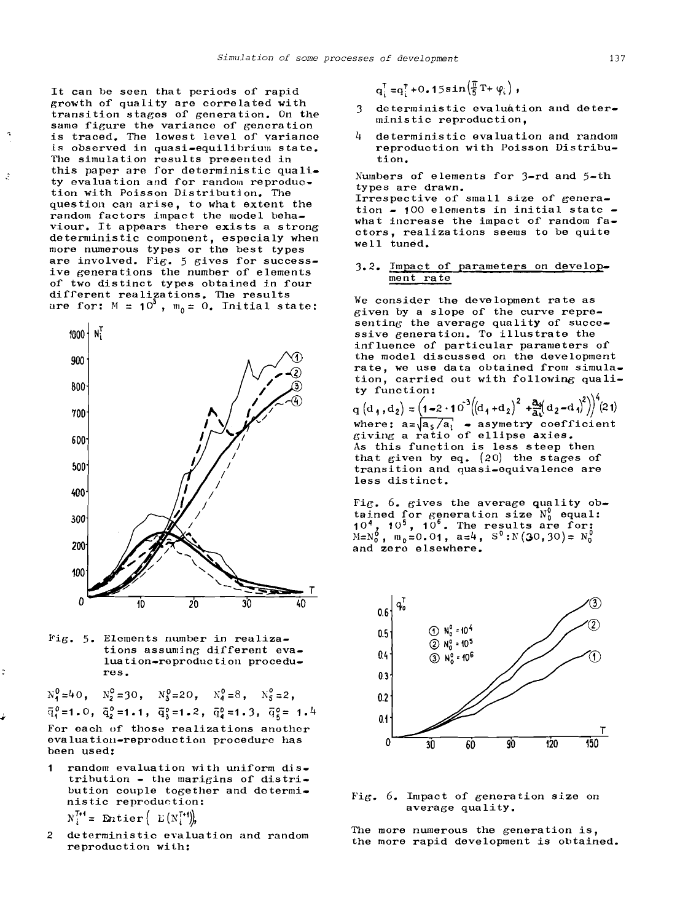It can be seen that periods of rapid growth of quality are correlated with transition stages of generation. On the same figure the variance of generation is traced. The lowest level of variance is observed in quasi-equilibrium state. The simulation results presented in this paper are for deterministic quality evaluation and for random reproduction with Poisson Distribution. The question can arise, to what extent the random factors impact the model behaviour. It appears there exists a strong deterministic component, especialy when more numerous types or the best types are involved. Fig. 5 gives for successive generations the number of elements of two distinct types obtained in four different realizations. The results are for: $M = 10^3$, $m_0 = 0$. Initial state:

1000 $N_i^T$
900
800
700
600
500
400
300
200
100
0
10 20 30 40
T
①
②
③
④

Fig. 5. Elements number in realizations assuming different evaluation-reproduction procedures.

$N_1^0=40$, $N_2^0=30$, $N_3^0=20$, $N_4^0=8$, $N_5^0=2$,

$\bar{q}_1^0=1.0$, $\bar{q}_2^0=1.1$, $\bar{q}_3^0=1.2$, $\bar{q}_4^0=1.3$, $\bar{q}_5^0=1.4$

For each of those realizations another evaluation-reproduction procedure has been used:

1. random evaluation with uniform distribution - the marigins of distribution couple together and deterministic reproduction:

   $N_i^{T+1} = \text{Entier}\left( E(N_i^{T+1})\right)$,

2. deterministic evaluation and random reproduction with:

   $q_i^T = q_i^T + 0.15\sin\left(\frac{\pi}{5}T + \varphi_i\right)$,

3. deterministic evaluation and deterministic reproduction,
4. deterministic evaluation and random reproduction with Poisson Distribution.

Numbers of elements for 3-rd and 5-th types are drawn.
Irrespective of small size of generation - 100 elements in initial state - what increase the impact of random factors, realizations seems to be quite well tuned.

### 3.2. Impact of parameters on development rate

We consider the development rate as given by a slope of the curve representing the average quality of successive generation. To illustrate the influence of particular parameters of the model discussed on the development rate, we use data obtained from simulation, carried out with following quality function:

$$q(d_1, d_2) = \left(1 - 2\cdot 10^{-3}\left((d_1+d_2)^2 + \frac{a_s}{a_l}\left(d_2 - d_1\right)^2\right)\right)^4 \quad (21)$$

where: $a = \sqrt{a_s/a_l}$ - asymetry coefficient giving a ratio of ellipse axies.
As this function is less steep then that given by eq. (20) the stages of transition and quasi-equivalence are less distinct.

Fig. 6. gives the average quality obtained for generation size $N_0^0$ equal: $10^4$, $10^5$, $10^6$. The results are for: $M=N_0^0$, $m_0=0.01$, $a=4$, $S^0: N(30,30) = N_0^0$ and zero elsewhere.

0.6 $q_0^T$
0.5
0.4
0.3
0.2
0.1
0
30 60 90 120 150
T
① $N_0^0 = 10^4$
② $N_0^0 = 10^5$
③ $N_0^0 = 10^6$

Fig. 6. Impact of generation size on average quality.

The more numerous the generation is, the more rapid development is obtained.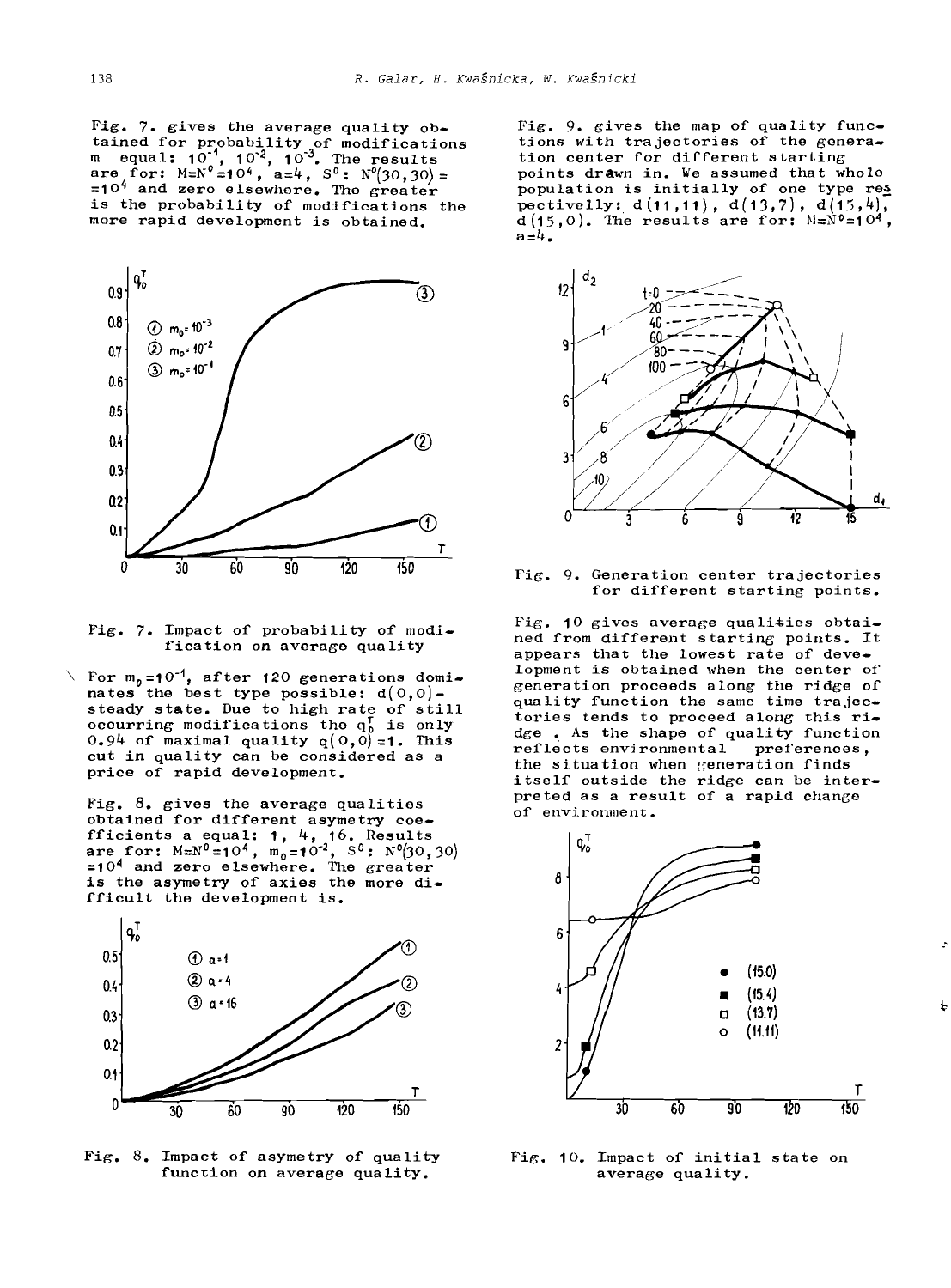Fig. 7. gives the average quality obtained for probability of modifications m equal: $10^{-1}$, $10^{-2}$, $10^{-3}$. The results are for: $M=N^0=10^4$, $a=4$, $S^0$: $N^0(30,30)=10^4$ and zero elsewhere. The greater is the probability of modifications the more rapid development is obtained.

$q_0^T$

0.9
0.8
0.7
0.6
0.5
0.4
0.3
0.2
0.1
0
30
60
90
120
150
T

① $m_0=10^{-3}$
② $m_0=10^{-2}$
③ $m_0=10^{-1}$

Fig. 7. Impact of probability of modification on average quality

For $m_0=10^{-1}$, after 120 generations dominates the best type possible: $d(0,0)$ - steady state. Due to high rate of still occurring modifications the $q_0^T$ is only 0.94 of maximal quality $q(0,0)=1$. This cut in quality can be considered as a price of rapid development.

Fig. 8. gives the average qualities obtained for different asymetry coefficients a equal: 1, 4, 16. Results are for: $M=N^0=10^4$, $m_0=10^{-2}$, $S^0$: $N^0(30,30)=10^4$ and zero elsewhere. The greater is the asymetry of axies the more difficult the development is.

$q_0^T$

0.5
0.4
0.3
0.2
0.1
0
30
60
90
120
150
T

① a=1
② a=4
③ a=16

Fig. 8. Impact of asymetry of quality function on average quality.

Fig. 9. gives the map of quality functions with trajectories of the generation center for different starting points drawn in. We assumed that whole population is initially of one type respectivelly: d(11,11), d(13,7), d(15,4), d(15,0). The results are for: $M=N^0=10^4$, a=4.

$d_2$

12
9
6
3
0
3
6
9
12
15
$d_1$

t=0
20
40
60
80
100
1
4
6
8
10

Fig. 9. Generation center trajectories for different starting points.

Fig. 10 gives average qualities obtained from different starting points. It appears that the lowest rate of development is obtained when the center of generation proceeds along the ridge of quality function the same time trajectories tends to proceed along this ridge . As the shape of quality function reflects environmental preferences, the situation when generation finds itself outside the ridge can be interpreted as a result of a rapid change of environment.

$q_0^T$

8
6
4
2
30
60
90
120
150
T

● (15.0)
■ (15.4)
□ (13.7)
○ (11.11)

Fig. 10. Impact of initial state on average quality.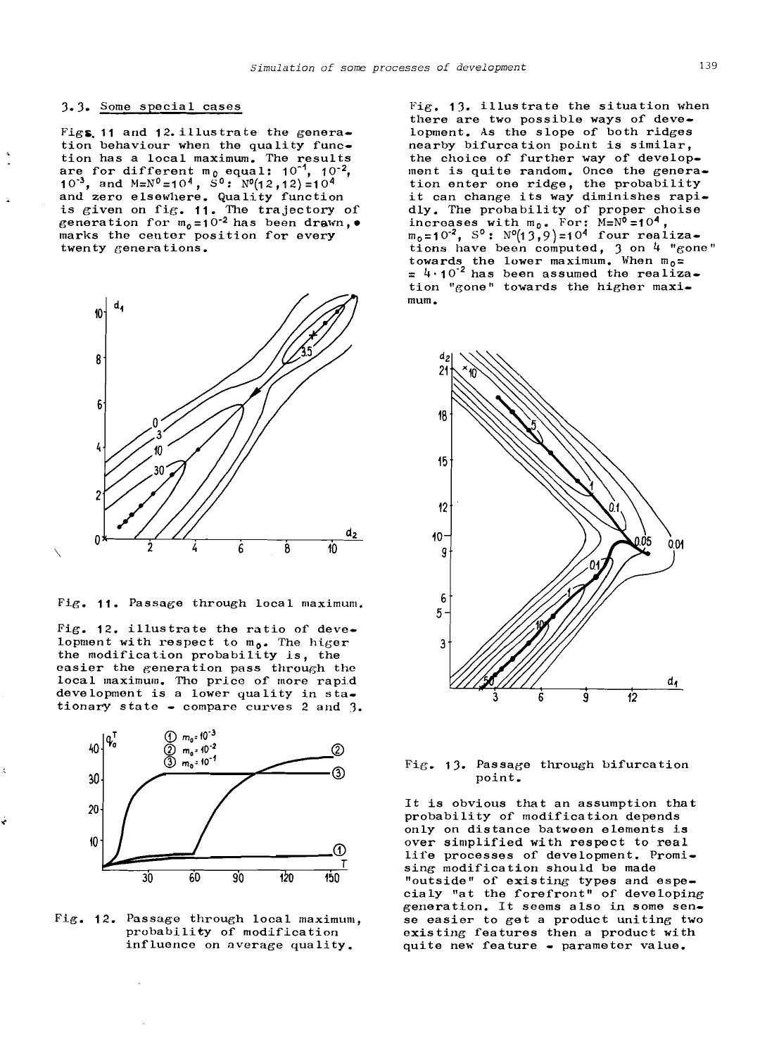### 3.3. Some special cases

Figs. 11 and 12. illustrate the generation behaviour when the quality function has a local maximum. The results are for different $m_0$ equal: $10^{-1}$, $10^{-2}$, $10^{-3}$, and $M=N^0=10^4$, $S^0$: $N^0(12,12)=10^4$ and zero elsewhere. Quality function is given on fig. 11. The trajectory of generation for $m_0=10^{-2}$ has been drawn, • marks the center position for every twenty generations.

$d_1$
10
8
6
4
2
0
2 4 6 8 10
$d_2$
0
3
10
30
35

Fig. 11. Passage through local maximum.

Fig. 12. illustrate the ratio of development with respect to $m_0$. The higer the modification probability is, the easier the generation pass through the local maximum. The price of more rapid development is a lower quality in stationary state - compare curves 2 and 3.

$q_0^T$
40
30
20
10
30 60 90 120 150
T
① $m_0=10^{-3}$
② $m_0=10^{-2}$
③ $m_0=10^{-1}$

Fig. 12. Passage through local maximum, probability of modification influence on average quality.

Fig. 13. illustrate the situation when there are two possible ways of development. As the slope of both ridges nearby bifurcation point is similar, the choice of further way of development is quite random. Once the generation enter one ridge, the probability it can change its way diminishes rapidly. The probability of proper choise increases with $m_0$. For: $M=N^0=10^4$, $m_0=10^{-2}$, $S^0$: $N^0(13,9)=10^4$ four realizations have been computed, 3 on 4 "gone" towards the lower maximum. When $m_0 = 4 \cdot 10^{-2}$ has been assumed the realization "gone" towards the higher maximum.

$d_2$
21
18
15
12
10
9
6
5
3
3 6 9 12
$d_1$
10
5
1
0.1
0.05
0.01
0.1
1
10
50

Fig. 13. Passage through bifurcation point.

It is obvious that an assumption that probability of modification depends only on distance batween elements is over simplified with respect to real life processes of development. Promising modification should be made "outside" of existing types and especialy "at the forefront" of developing generation. It seems also in some sense easier to get a product uniting two existing features then a product with quite new feature - parameter value.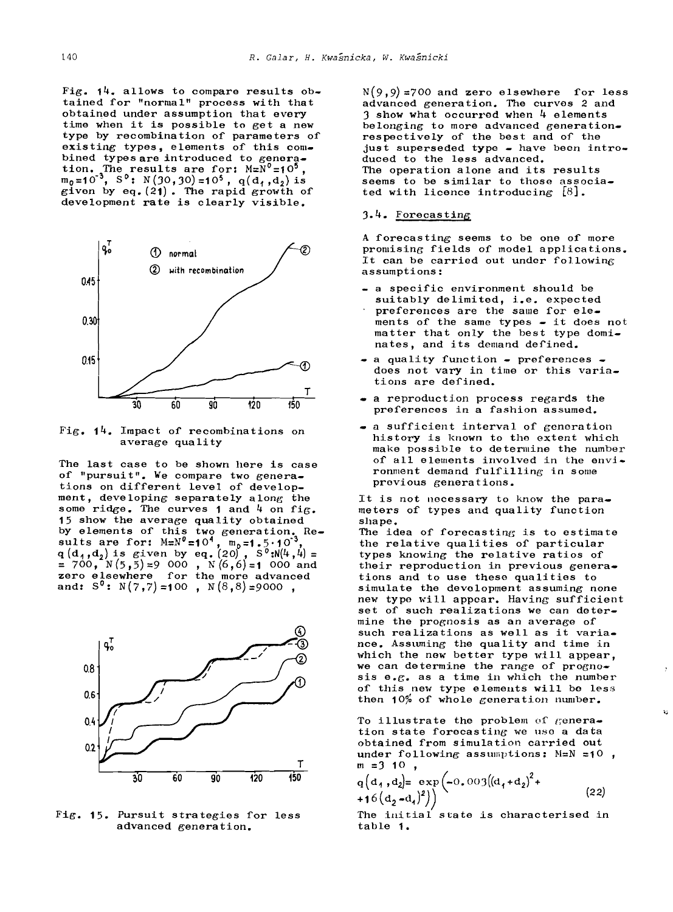Fig. 14. allows to compare results obtained for "normal" process with that obtained under assumption that every time when it is possible to get a new type by recombination of parameters of existing types, elements of this combined types are introduced to generation. The results are for: $M=N^0=10^5$, $m_0=10^{-3}$, $S^0$: $N(30,30)=10^5$, $q(d_1,d_2)$ is given by eq.(21). The rapid growth of development rate is clearly visible.

$q_0^T$

① normal

② with recombination

0.45

0.30

0.15

T

30 60 90 120 150

Fig. 14. Impact of recombinations on average quality

The last case to be shown here is case of "pursuit". We compare two generations on different level of development, developing separately along the some ridge. The curves 1 and 4 on fig. 15 show the average quality obtained by elements of this two generation. Results are for: $M=N^0=10^4$, $m_0=1.5\cdot 10^{-3}$, $q(d_1,d_2)$ is given by eq. (20), $S^0$: $N(4,4) = 700$, $N(5,5)=9\ 000$, $N(6,6)=1\ 000$ and zero elsewhere for the more advanced and: $S^0$: $N(7,7)=100$, $N(8,8)=9000$, $N(9,9)=700$ and zero elsewhere for less advanced generation. The curves 2 and 3 show what occurred when 4 elements belonging to more advanced generation - respectively of the best and of the just superseded type - have been introduced to the less advanced.

$q_0^T$

0.8

0.6

0.4

0.2

T

30 60 90 120 150

④ ③ ② ①

Fig. 15. Pursuit strategies for less advanced generation.

The operation alone and its results seems to be similar to those associated with licence introducing [8].

### 3.4. Forecasting

A forecasting seems to be one of more promising fields of model applications. It can be carried out under following assumptions:

- a specific environment should be suitably delimited, i.e. expected preferences are the same for elements of the same types - it does not matter that only the best type dominates, and its demand defined.
- a quality function - preferences - does not vary in time or this variations are defined.
- a reproduction process regards the preferences in a fashion assumed.
- a sufficient interval of generation history is known to the extent which make possible to determine the number of all elements involved in the environment demand fulfilling in some previous generations.

It is not necessary to know the parameters of types and quality function shape.

The idea of forecasting is to estimate the relative qualities of particular types knowing the relative ratios of their reproduction in previous generations and to use these qualities to simulate the devolopment assuming none new type will appear. Having sufficient set of such realizations we can determine the prognosis as an average of such realizations as well as it variance. Assuming the quality and time in which the new better type will appear, we can determine the range of prognosis e.g. as a time in which the number of this new type elements will be less then 10% of whole generation number.

To illustrate the problem of generation state forecasting we use a data obtained from simulation carried out under following assumptions: $M=N=10$, $m=3\ 10$,

$$q\left(d_1,d_2\right)= \exp\left(-0.003\left((d_1+d_2)^2+16\left(d_2-d_1\right)^2\right)\right) \tag{22}$$

The initial state is characterised in table 1.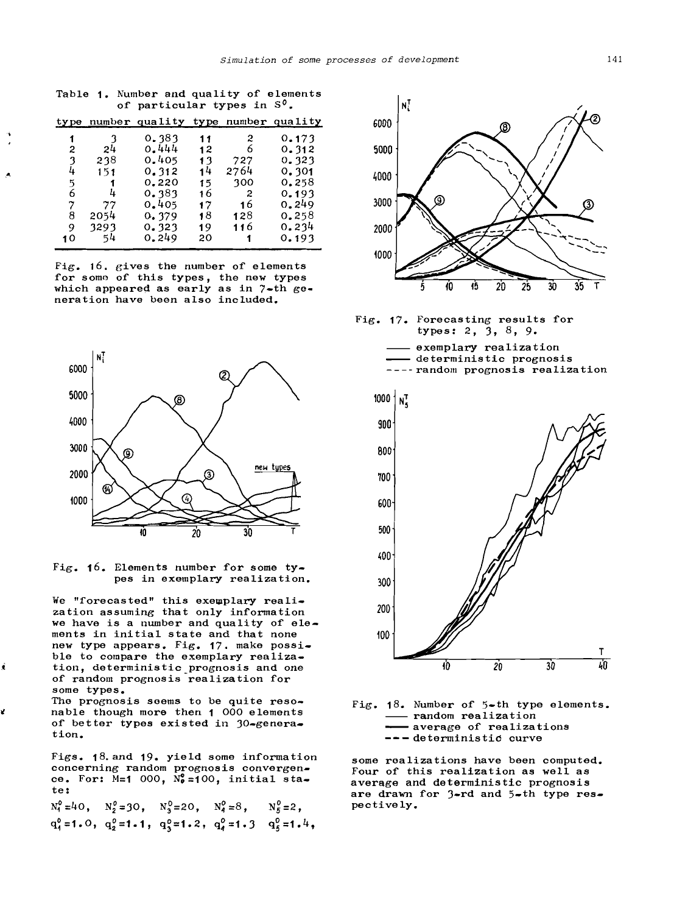Table 1. Number and quality of elements of particular types in $S^0$.

| type | number | quality | type | number | quality |
|---|---|---|---|---|---|
| 1 | 3 | 0.383 | 11 | 2 | 0.173 |
| 2 | 24 | 0.444 | 12 | 6 | 0.312 |
| 3 | 238 | 0.405 | 13 | 727 | 0.323 |
| 4 | 151 | 0.312 | 14 | 2764 | 0.301 |
| 5 | 1 | 0.220 | 15 | 300 | 0.258 |
| 6 | 4 | 0.383 | 16 | 2 | 0.193 |
| 7 | 77 | 0.405 | 17 | 16 | 0.249 |
| 8 | 2054 | 0.379 | 18 | 128 | 0.258 |
| 9 | 3293 | 0.323 | 19 | 116 | 0.234 |
| 10 | 54 | 0.249 | 20 | 1 | 0.193 |

Fig. 16. gives the number of elements for some of this types, the new types which appeared as early as in 7-th generation have been also included.

$N_i^T$
6000
5000
4000
3000
2000
1000
10 20 30 T
2 8 9 3 14 4
new types

Fig. 16. Elements number for some types in exemplary realization.

We "forecasted" this exemplary realization assuming that only information we have is a number and quality of elements in initial state and that none new type appears. Fig. 17. make possible to compare the exemplary realization, deterministic prognosis and one of random prognosis realization for some types.

The prognosis seems to be quite resonable though more then 1 000 elements of better types existed in 30-generation.

Figs. 18. and 19. yield some information concerning random prognosis convergence. For: M=1 000, $N_0^0$=100, initial state:

$N_1^0=40, \quad N_2^0=30, \quad N_3^0=20, \quad N_4^0=8, \quad N_5^0=2,$

$q_1^0=1.0, \quad q_2^0=1.1, \quad q_3^0=1.2, \quad q_4^0=1.3 \quad q_5^0=1.4,$

$N_i^T$
6000
5000
4000
3000
2000
1000
5 10 15 20 25 30 35 T
8 2 9 3

Fig. 17. Forecasting results for types: 2, 3, 8, 9.
—— exemplary realization
—— deterministic prognosis
---- random prognosis realization

1000 $N_5^T$
900
800
700
600
500
400
300
200
100
10 20 30 40 T

Fig. 18. Number of 5-th type elements.
—— random realization
—— average of realizations
--- deterministic curve

some realizations have been computed. Four of this realization as well as average and deterministic prognosis are drawn for 3-rd and 5-th type respectively.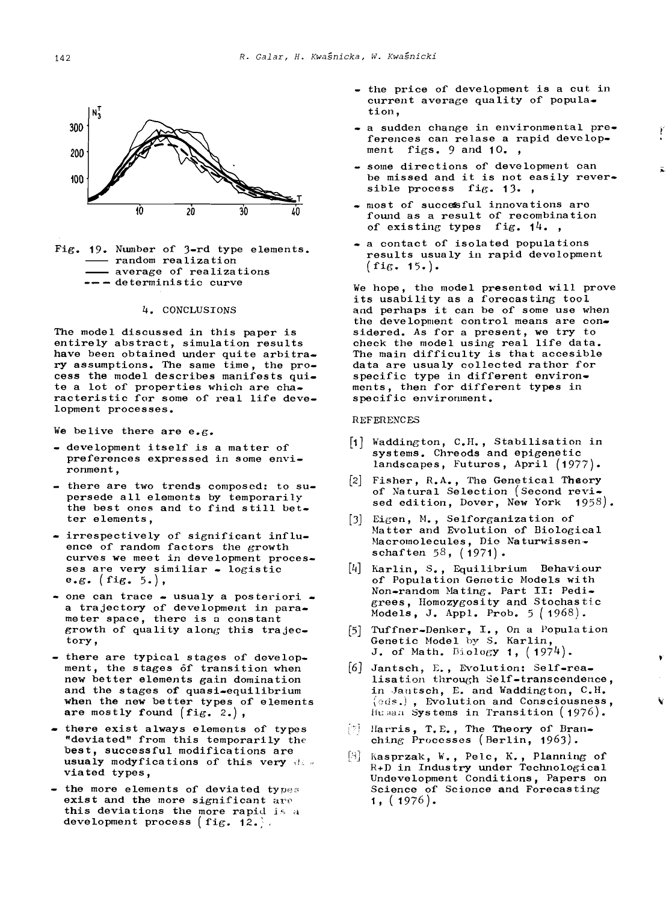$N_3^T$

300

200

100

10 20 30 40

T

Fig. 19. Number of 3-rd type elements.
—— random realization
—— average of realizations
--- deterministic curve

## 4. CONCLUSIONS

The model discussed in this paper is entirely abstract, simulation results have been obtained under quite arbitrary assumptions. The same time, the process the model describes manifests quite a lot of properties which are characteristic for some of real life development processes.

We belive there are e.g.

- development itself is a matter of preferences expressed in some environment,
- there are two trends composed: to supersede all elements by temporarily the best ones and to find still better elements,
- irrespectively of significant influence of random factors the growth curves we meet in development processes are very similiar - logistic e.g. (fig. 5.),
- one can trace - usualy a posteriori - a trajectory of development in parameter space, there is a constant growth of quality along this trajectory,
- there are typical stages of development, the stages ôf transition when new better elements gain domination and the stages of quasi-equilibrium when the new better types of elements are mostly found (fig. 2.),
- there exist always elements of types "deviated" from this temporarily the best, successful modifications are usualy modyfications of this very deviated types,
- the more elements of deviated types exist and the more significant are this deviations the more rapid is a development process (fig. 12.),
- the price of development is a cut in current average quality of population,
- a sudden change in environmental preferences can relase a rapid development figs. 9 and 10. ,
- some directions of development can be missed and it is not easily reversible process fig. 13. ,
- most of succesful innovations are found as a result of recombination of existing types fig. 14. ,
- a contact of isolated populations results usualy in rapid development (fig. 15.).

We hope, the model presented will prove its usability as a forecasting tool and perhaps it can be of some use when the development control means are considered. As for a present, we try to check the model using real life data. The main difficulty is that accesible data are usualy collected rather for specific type in different environments, then for different types in specific environment.

## REFERENCES

[1] Waddington, C.H., Stabilisation in systems. Chreods and epigenetic landscapes, Futures, April (1977).

[2] Fisher, R.A., The Genetical Theory of Natural Selection (Second revised edition, Dover, New York 1958).

[3] Eigen, M., Selforganization of Matter and Evolution of Biological Macromolecules, Die Naturwissenschaften 58, (1971).

[4] Karlin, S., Equilibrium Behaviour of Population Genetic Models with Non-random Mating. Part II: Pedigrees, Homozygosity and Stochastic Models, J. Appl. Prob. 5 (1968).

[5] Tuffner-Denker, I., On a Population Genetic Model by S. Karlin, J. of Math. Biology 1, (1974).

[6] Jantsch, E., Evolution: Self-realisation through Self-transcendence, in Jantsch, E. and Waddington, C.H. (eds.), Evolution and Consciousness, Human Systems in Transition (1976).

[7] Harris, T.E., The Theory of Branching Processes (Berlin, 1963).

[8] Kasprzak, W., Pelc, K., Planning of R+D in Industry under Technological Undevelopment Conditions, Papers on Science of Science and Forecasting 1, (1976).